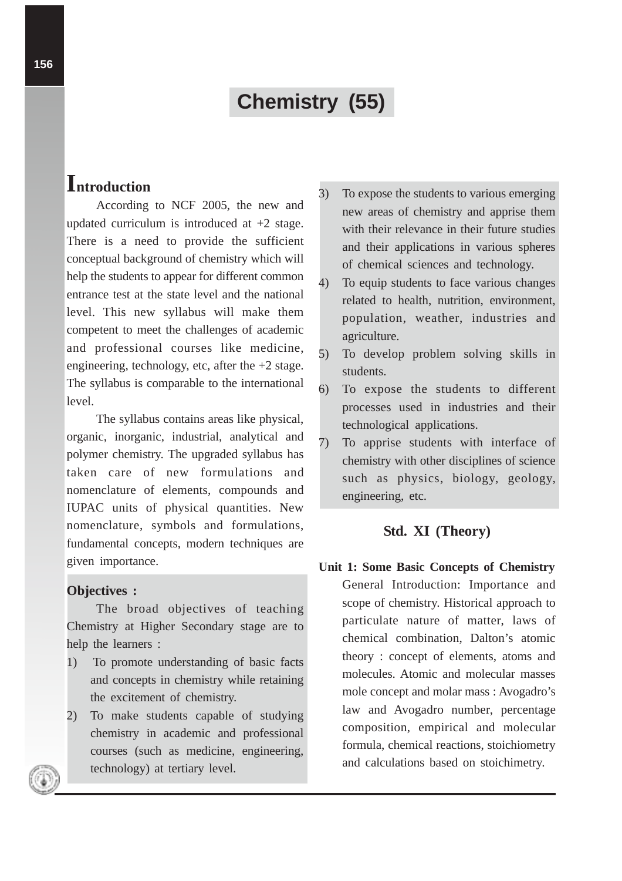# Chemistry (55)

## Introduction

According to NCF 2005, the new and updated curriculum is introduced at +2 stage. There is a need to provide the sufficient conceptual background of chemistry which will help the students to appear for different common entrance test at the state level and the national level. This new syllabus will make them competent to meet the challenges of academic and professional courses like medicine, engineering, technology, etc, after the +2 stage. The syllabus is comparable to the international level.

The syllabus contains areas like physical, organic, inorganic, industrial, analytical and polymer chemistry. The upgraded syllabus has taken care of new formulations and nomenclature of elements, compounds and IUPAC units of physical quantities. New nomenclature, symbols and formulations, fundamental concepts, modern techniques are given importance.

**Objectives :**

The broad objectives of teaching Chemistry at Higher Secondary stage are to help the learners :

1) To promote understanding of basic facts and concepts in chemistry while retaining the excitement of chemistry.
2) To make students capable of studying chemistry in academic and professional courses (such as medicine, engineering, technology) at tertiary level.
3) To expose the students to various emerging new areas of chemistry and apprise them with their relevance in their future studies and their applications in various spheres of chemical sciences and technology.
4) To equip students to face various changes related to health, nutrition, environment, population, weather, industries and agriculture.
5) To develop problem solving skills in students.
6) To expose the students to different processes used in industries and their technological applications.
7) To apprise students with interface of chemistry with other disciplines of science such as physics, biology, geology, engineering, etc.

### Std. XI (Theory)

**Unit 1: Some Basic Concepts of Chemistry**

General Introduction: Importance and scope of chemistry. Historical approach to particulate nature of matter, laws of chemical combination, Dalton's atomic theory : concept of elements, atoms and molecules. Atomic and molecular masses mole concept and molar mass : Avogadro's law and Avogadro number, percentage composition, empirical and molecular formula, chemical reactions, stoichiometry and calculations based on stoichimetry.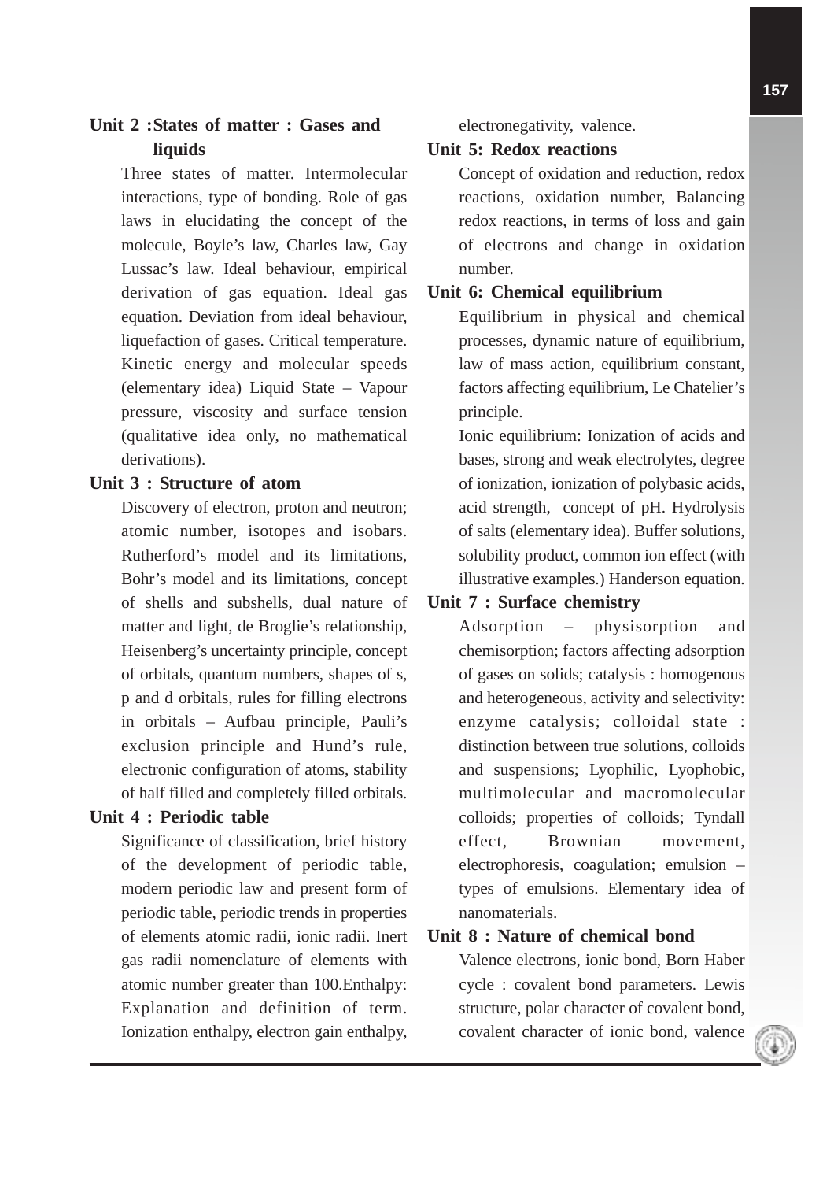### Unit 2 : States of matter : Gases and liquids

Three states of matter. Intermolecular interactions, type of bonding. Role of gas laws in elucidating the concept of the molecule, Boyle's law, Charles law, Gay Lussac's law. Ideal behaviour, empirical derivation of gas equation. Ideal gas equation. Deviation from ideal behaviour, liquefaction of gases. Critical temperature. Kinetic energy and molecular speeds (elementary idea) Liquid State – Vapour pressure, viscosity and surface tension (qualitative idea only, no mathematical derivations).

### Unit 3 : Structure of atom

Discovery of electron, proton and neutron; atomic number, isotopes and isobars. Rutherford's model and its limitations, Bohr's model and its limitations, concept of shells and subshells, dual nature of matter and light, de Broglie's relationship, Heisenberg's uncertainty principle, concept of orbitals, quantum numbers, shapes of s, p and d orbitals, rules for filling electrons in orbitals – Aufbau principle, Pauli's exclusion principle and Hund's rule, electronic configuration of atoms, stability of half filled and completely filled orbitals.

### Unit 4 : Periodic table

Significance of classification, brief history of the development of periodic table, modern periodic law and present form of periodic table, periodic trends in properties of elements atomic radii, ionic radii. Inert gas radii nomenclature of elements with atomic number greater than 100.Enthalpy: Explanation and definition of term. Ionization enthalpy, electron gain enthalpy, electronegativity, valence.

### Unit 5: Redox reactions

Concept of oxidation and reduction, redox reactions, oxidation number, Balancing redox reactions, in terms of loss and gain of electrons and change in oxidation number.

### Unit 6: Chemical equilibrium

Equilibrium in physical and chemical processes, dynamic nature of equilibrium, law of mass action, equilibrium constant, factors affecting equilibrium, Le Chatelier's principle.

Ionic equilibrium: Ionization of acids and bases, strong and weak electrolytes, degree of ionization, ionization of polybasic acids, acid strength, concept of pH. Hydrolysis of salts (elementary idea). Buffer solutions, solubility product, common ion effect (with illustrative examples.) Handerson equation.

### Unit 7 : Surface chemistry

Adsorption – physisorption and chemisorption; factors affecting adsorption of gases on solids; catalysis : homogenous and heterogeneous, activity and selectivity: enzyme catalysis; colloidal state : distinction between true solutions, colloids and suspensions; Lyophilic, Lyophobic, multimolecular and macromolecular colloids; properties of colloids; Tyndall effect, Brownian movement, electrophoresis, coagulation; emulsion – types of emulsions. Elementary idea of nanomaterials.

### Unit 8 : Nature of chemical bond

Valence electrons, ionic bond, Born Haber cycle : covalent bond parameters. Lewis structure, polar character of covalent bond, covalent character of ionic bond, valence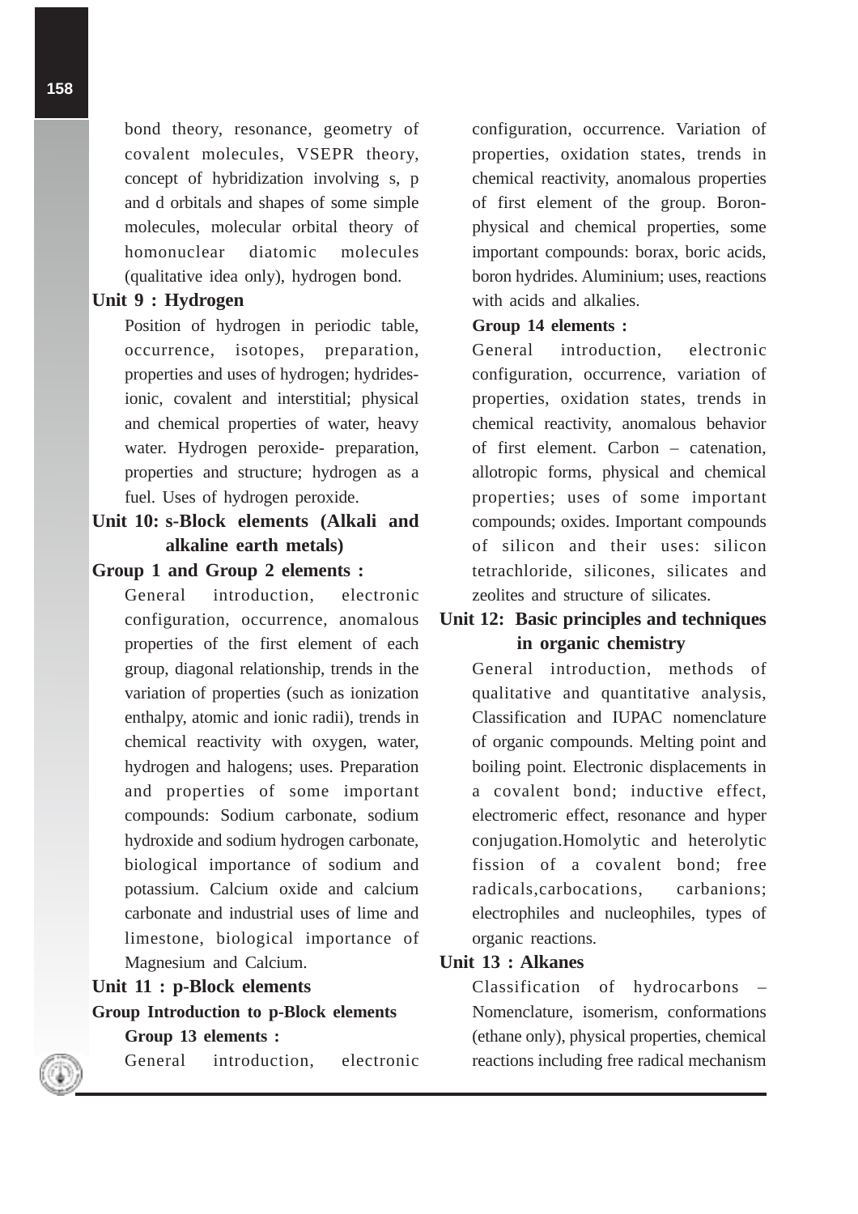bond theory, resonance, geometry of covalent molecules, VSEPR theory, concept of hybridization involving s, p and d orbitals and shapes of some simple molecules, molecular orbital theory of homonuclear diatomic molecules (qualitative idea only), hydrogen bond.

**Unit 9 : Hydrogen**

Position of hydrogen in periodic table, occurrence, isotopes, preparation, properties and uses of hydrogen; hydrides-ionic, covalent and interstitial; physical and chemical properties of water, heavy water. Hydrogen peroxide- preparation, properties and structure; hydrogen as a fuel. Uses of hydrogen peroxide.

**Unit 10: s-Block elements (Alkali and alkaline earth metals)**

**Group 1 and Group 2 elements :**

General introduction, electronic configuration, occurrence, anomalous properties of the first element of each group, diagonal relationship, trends in the variation of properties (such as ionization enthalpy, atomic and ionic radii), trends in chemical reactivity with oxygen, water, hydrogen and halogens; uses. Preparation and properties of some important compounds: Sodium carbonate, sodium hydroxide and sodium hydrogen carbonate, biological importance of sodium and potassium. Calcium oxide and calcium carbonate and industrial uses of lime and limestone, biological importance of Magnesium and Calcium.

**Unit 11 : p-Block elements**

**Group Introduction to p-Block elements**

**Group 13 elements :**

General introduction, electronic configuration, occurrence. Variation of properties, oxidation states, trends in chemical reactivity, anomalous properties of first element of the group. Boron-physical and chemical properties, some important compounds: borax, boric acids, boron hydrides. Aluminium; uses, reactions with acids and alkalies.

**Group 14 elements :**

General introduction, electronic configuration, occurrence, variation of properties, oxidation states, trends in chemical reactivity, anomalous behavior of first element. Carbon – catenation, allotropic forms, physical and chemical properties; uses of some important compounds; oxides. Important compounds of silicon and their uses: silicon tetrachloride, silicones, silicates and zeolites and structure of silicates.

**Unit 12: Basic principles and techniques in organic chemistry**

General introduction, methods of qualitative and quantitative analysis, Classification and IUPAC nomenclature of organic compounds. Melting point and boiling point. Electronic displacements in a covalent bond; inductive effect, electromeric effect, resonance and hyper conjugation.Homolytic and heterolytic fission of a covalent bond; free radicals,carbocations, carbanions; electrophiles and nucleophiles, types of organic reactions.

**Unit 13 : Alkanes**

Classification of hydrocarbons – Nomenclature, isomerism, conformations (ethane only), physical properties, chemical reactions including free radical mechanism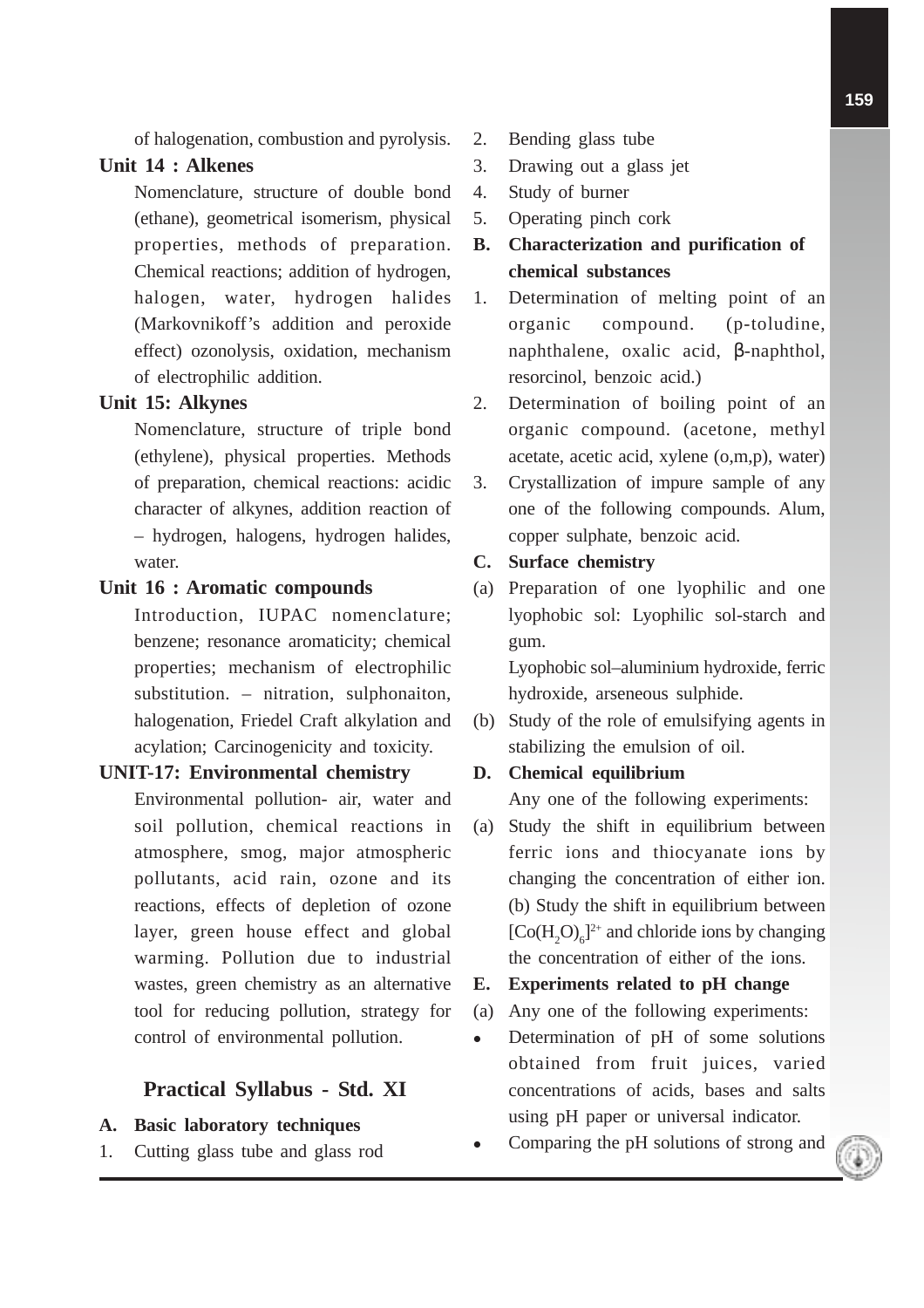of halogenation, combustion and pyrolysis.

**Unit 14 : Alkenes**

Nomenclature, structure of double bond (ethane), geometrical isomerism, physical properties, methods of preparation. Chemical reactions; addition of hydrogen, halogen, water, hydrogen halides (Markovnikoff's addition and peroxide effect) ozonolysis, oxidation, mechanism of electrophilic addition.

**Unit 15: Alkynes**

Nomenclature, structure of triple bond (ethylene), physical properties. Methods of preparation, chemical reactions: acidic character of alkynes, addition reaction of – hydrogen, halogens, hydrogen halides, water.

**Unit 16 : Aromatic compounds**

Introduction, IUPAC nomenclature; benzene; resonance aromaticity; chemical properties; mechanism of electrophilic substitution. – nitration, sulphonaiton, halogenation, Friedel Craft alkylation and acylation; Carcinogenicity and toxicity.

**UNIT-17: Environmental chemistry**

Environmental pollution- air, water and soil pollution, chemical reactions in atmosphere, smog, major atmospheric pollutants, acid rain, ozone and its reactions, effects of depletion of ozone layer, green house effect and global warming. Pollution due to industrial wastes, green chemistry as an alternative tool for reducing pollution, strategy for control of environmental pollution.

## Practical Syllabus - Std. XI

**A. Basic laboratory techniques**

1. Cutting glass tube and glass rod
2. Bending glass tube
3. Drawing out a glass jet
4. Study of burner
5. Operating pinch cork

**B. Characterization and purification of chemical substances**

1. Determination of melting point of an organic compound. (p-toludine, naphthalene, oxalic acid, β-naphthol, resorcinol, benzoic acid.)
2. Determination of boiling point of an organic compound. (acetone, methyl acetate, acetic acid, xylene (o,m,p), water)
3. Crystallization of impure sample of any one of the following compounds. Alum, copper sulphate, benzoic acid.

**C. Surface chemistry**

(a) Preparation of one lyophilic and one lyophobic sol: Lyophilic sol-starch and gum.

Lyophobic sol–aluminium hydroxide, ferric hydroxide, arseneous sulphide.

(b) Study of the role of emulsifying agents in stabilizing the emulsion of oil.

**D. Chemical equilibrium**

Any one of the following experiments:

(a) Study the shift in equilibrium between ferric ions and thiocyanate ions by changing the concentration of either ion. (b) Study the shift in equilibrium between $[Co(H_2O)_6]^{2+}$ and chloride ions by changing the concentration of either of the ions.

**E. Experiments related to pH change**

(a) Any one of the following experiments:

- Determination of pH of some solutions obtained from fruit juices, varied concentrations of acids, bases and salts using pH paper or universal indicator.
- Comparing the pH solutions of strong and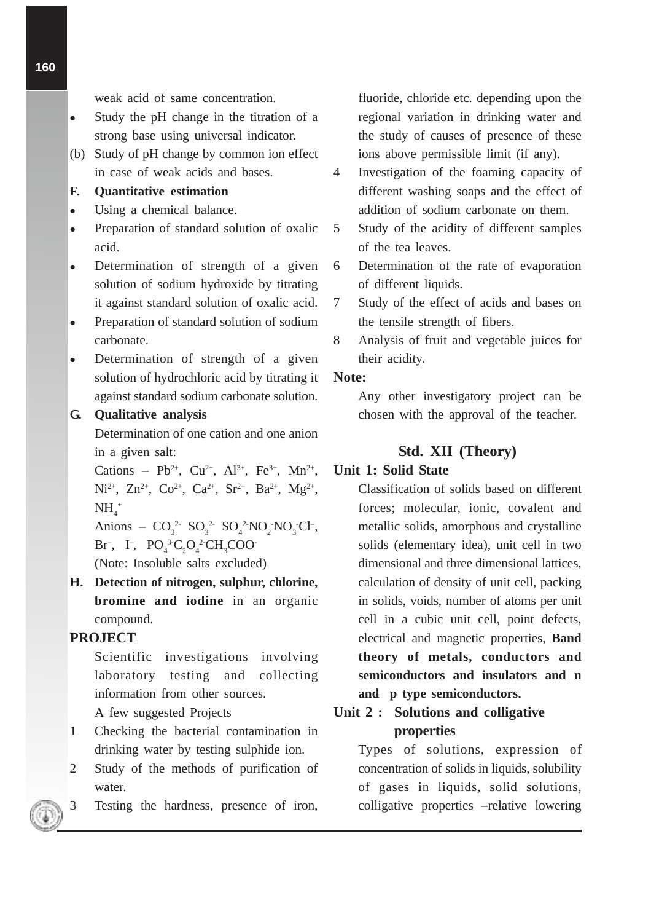weak acid of same concentration.

- Study the pH change in the titration of a strong base using universal indicator.

(b) Study of pH change by common ion effect in case of weak acids and bases.

**F. Quantitative estimation**

- Using a chemical balance.
- Preparation of standard solution of oxalic acid.
- Determination of strength of a given solution of sodium hydroxide by titrating it against standard solution of oxalic acid.
- Preparation of standard solution of sodium carbonate.
- Determination of strength of a given solution of hydrochloric acid by titrating it against standard sodium carbonate solution.

**G. Qualitative analysis**

Determination of one cation and one anion in a given salt:

Cations – $Pb^{2+}$, $Cu^{2+}$, $Al^{3+}$, $Fe^{3+}$, $Mn^{2+}$, $Ni^{2+}$, $Zn^{2+}$, $Co^{2+}$, $Ca^{2+}$, $Sr^{2+}$, $Ba^{2+}$, $Mg^{2+}$, $NH_4^+$

Anions – $CO_3^{2-}$ $SO_3^{2-}$ $SO_4^{2-}$$NO_2^-$$NO_3^-$$Cl^-$, $Br^-$, $I^-$, $PO_4^{3-}$$C_2O_4^{2-}$$CH_3COO^-$

(Note: Insoluble salts excluded)

**H. Detection of nitrogen, sulphur, chlorine, bromine and iodine** in an organic compound.

**PROJECT**

Scientific investigations involving laboratory testing and collecting information from other sources.

A few suggested Projects

1. Checking the bacterial contamination in drinking water by testing sulphide ion.
2. Study of the methods of purification of water.
3. Testing the hardness, presence of iron, fluoride, chloride etc. depending upon the regional variation in drinking water and the study of causes of presence of these ions above permissible limit (if any).
4. Investigation of the foaming capacity of different washing soaps and the effect of addition of sodium carbonate on them.
5. Study of the acidity of different samples of the tea leaves.
6. Determination of the rate of evaporation of different liquids.
7. Study of the effect of acids and bases on the tensile strength of fibers.
8. Analysis of fruit and vegetable juices for their acidity.

**Note:**

Any other investigatory project can be chosen with the approval of the teacher.

## Std. XII (Theory)

**Unit 1: Solid State**

Classification of solids based on different forces; molecular, ionic, covalent and metallic solids, amorphous and crystalline solids (elementary idea), unit cell in two dimensional and three dimensional lattices, calculation of density of unit cell, packing in solids, voids, number of atoms per unit cell in a cubic unit cell, point defects, electrical and magnetic properties, **Band theory of metals, conductors and semiconductors and insulators and n and p type semiconductors.**

**Unit 2 : Solutions and colligative properties**

Types of solutions, expression of concentration of solids in liquids, solubility of gases in liquids, solid solutions, colligative properties –relative lowering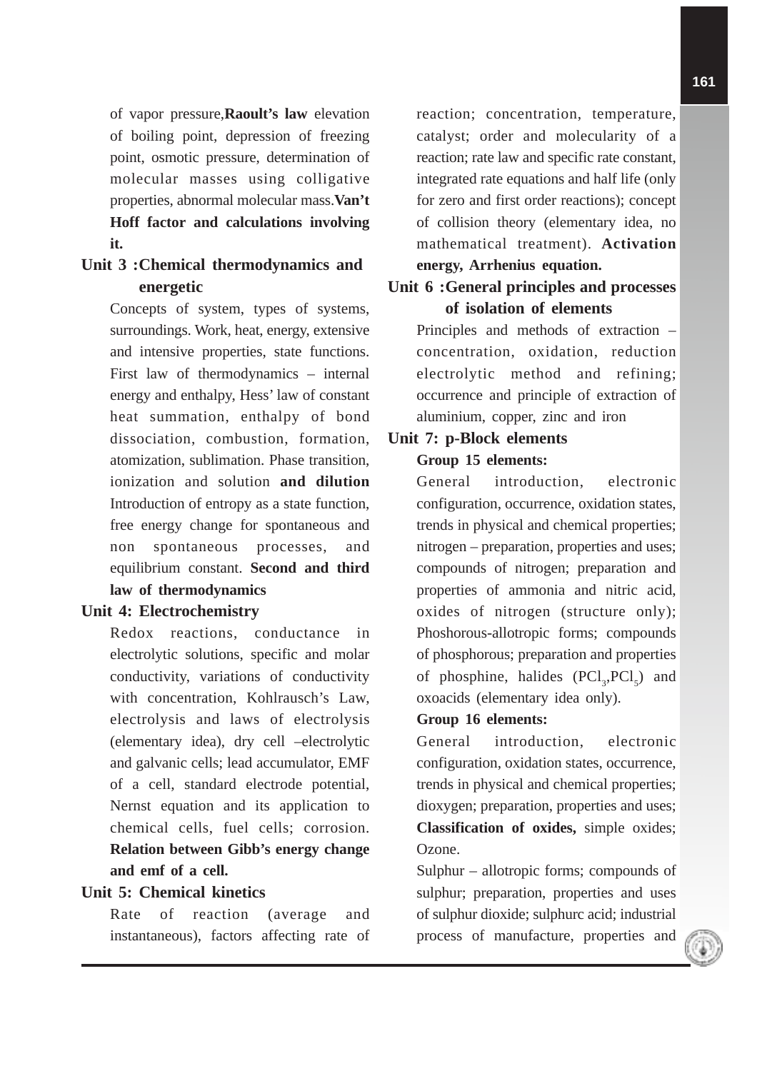of vapor pressure,**Raoult's law** elevation of boiling point, depression of freezing point, osmotic pressure, determination of molecular masses using colligative properties, abnormal molecular mass.**Van't Hoff factor and calculations involving it.**

## Unit 3 :Chemical thermodynamics and energetic

Concepts of system, types of systems, surroundings. Work, heat, energy, extensive and intensive properties, state functions. First law of thermodynamics – internal energy and enthalpy, Hess' law of constant heat summation, enthalpy of bond dissociation, combustion, formation, atomization, sublimation. Phase transition, ionization and solution **and dilution** Introduction of entropy as a state function, free energy change for spontaneous and non spontaneous processes, and equilibrium constant. **Second and third law of thermodynamics**

## Unit 4: Electrochemistry

Redox reactions, conductance in electrolytic solutions, specific and molar conductivity, variations of conductivity with concentration, Kohlrausch's Law, electrolysis and laws of electrolysis (elementary idea), dry cell –electrolytic and galvanic cells; lead accumulator, EMF of a cell, standard electrode potential, Nernst equation and its application to chemical cells, fuel cells; corrosion. **Relation between Gibb's energy change and emf of a cell.**

## Unit 5: Chemical kinetics

Rate of reaction (average and instantaneous), factors affecting rate of reaction; concentration, temperature, catalyst; order and molecularity of a reaction; rate law and specific rate constant, integrated rate equations and half life (only for zero and first order reactions); concept of collision theory (elementary idea, no mathematical treatment). **Activation energy, Arrhenius equation.**

## Unit 6 :General principles and processes of isolation of elements

Principles and methods of extraction – concentration, oxidation, reduction electrolytic method and refining; occurrence and principle of extraction of aluminium, copper, zinc and iron

## Unit 7: p-Block elements

### Group 15 elements:

General introduction, electronic configuration, occurrence, oxidation states, trends in physical and chemical properties; nitrogen – preparation, properties and uses; compounds of nitrogen; preparation and properties of ammonia and nitric acid, oxides of nitrogen (structure only); Phoshorous-allotropic forms; compounds of phosphorous; preparation and properties of phosphine, halides ($PCl_3$,$PCl_5$) and oxoacids (elementary idea only).

### Group 16 elements:

General introduction, electronic configuration, oxidation states, occurrence, trends in physical and chemical properties; dioxygen; preparation, properties and uses; **Classification of oxides,** simple oxides; Ozone.

Sulphur – allotropic forms; compounds of sulphur; preparation, properties and uses of sulphur dioxide; sulphurc acid; industrial process of manufacture, properties and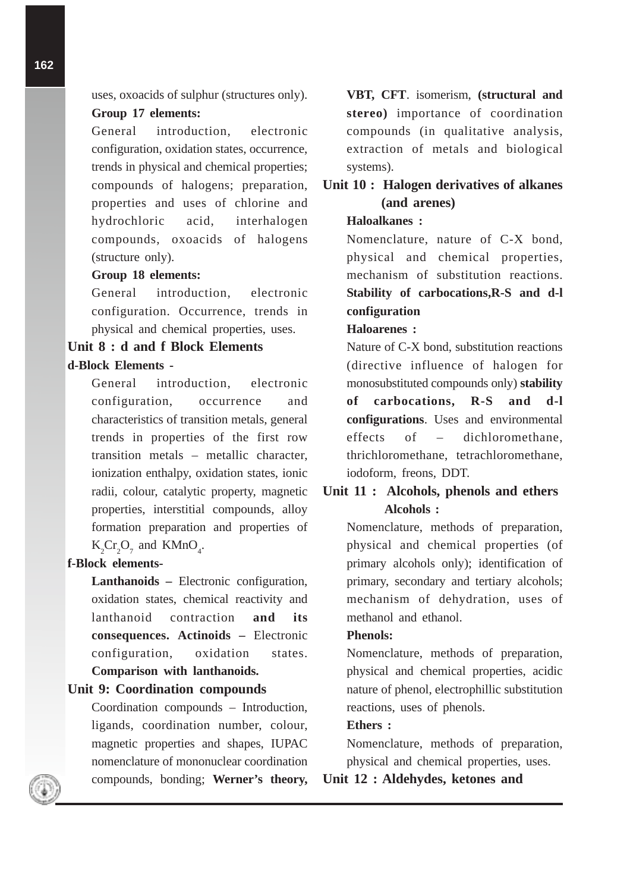uses, oxoacids of sulphur (structures only).

**Group 17 elements:**

General introduction, electronic configuration, oxidation states, occurrence, trends in physical and chemical properties; compounds of halogens; preparation, properties and uses of chlorine and hydrochloric acid, interhalogen compounds, oxoacids of halogens (structure only).

**Group 18 elements:**

General introduction, electronic configuration. Occurrence, trends in physical and chemical properties, uses.

## Unit 8 : d and f Block Elements

**d-Block Elements -**

General introduction, electronic configuration, occurrence and characteristics of transition metals, general trends in properties of the first row transition metals – metallic character, ionization enthalpy, oxidation states, ionic radii, colour, catalytic property, magnetic properties, interstitial compounds, alloy formation preparation and properties of $K_2Cr_2O_7$ and $KMnO_4$.

**f-Block elements-**

**Lanthanoids –** Electronic configuration, oxidation states, chemical reactivity and lanthanoid contraction **and its consequences. Actinoids –** Electronic configuration, oxidation states. **Comparison with lanthanoids.**

## Unit 9: Coordination compounds

Coordination compounds – Introduction, ligands, coordination number, colour, magnetic properties and shapes, IUPAC nomenclature of mononuclear coordination compounds, bonding; **Werner's theory, VBT, CFT**. isomerism, **(structural and stereo)** importance of coordination compounds (in qualitative analysis, extraction of metals and biological systems).

## Unit 10 : Halogen derivatives of alkanes (and arenes)

**Haloalkanes :**

Nomenclature, nature of C-X bond, physical and chemical properties, mechanism of substitution reactions. **Stability of carbocations,R-S and d-l configuration**

**Haloarenes :**

Nature of C-X bond, substitution reactions (directive influence of halogen for monosubstituted compounds only) **stability of carbocations, R-S and d-l configurations**. Uses and environmental effects of – dichloromethane, thrichloromethane, tetrachloromethane, iodoform, freons, DDT.

## Unit 11 : Alcohols, phenols and ethers

**Alcohols :**

Nomenclature, methods of preparation, physical and chemical properties (of primary alcohols only); identification of primary, secondary and tertiary alcohols; mechanism of dehydration, uses of methanol and ethanol.

**Phenols:**

Nomenclature, methods of preparation, physical and chemical properties, acidic nature of phenol, electrophillic substitution reactions, uses of phenols.

**Ethers :**

Nomenclature, methods of preparation, physical and chemical properties, uses.

## Unit 12 : Aldehydes, ketones and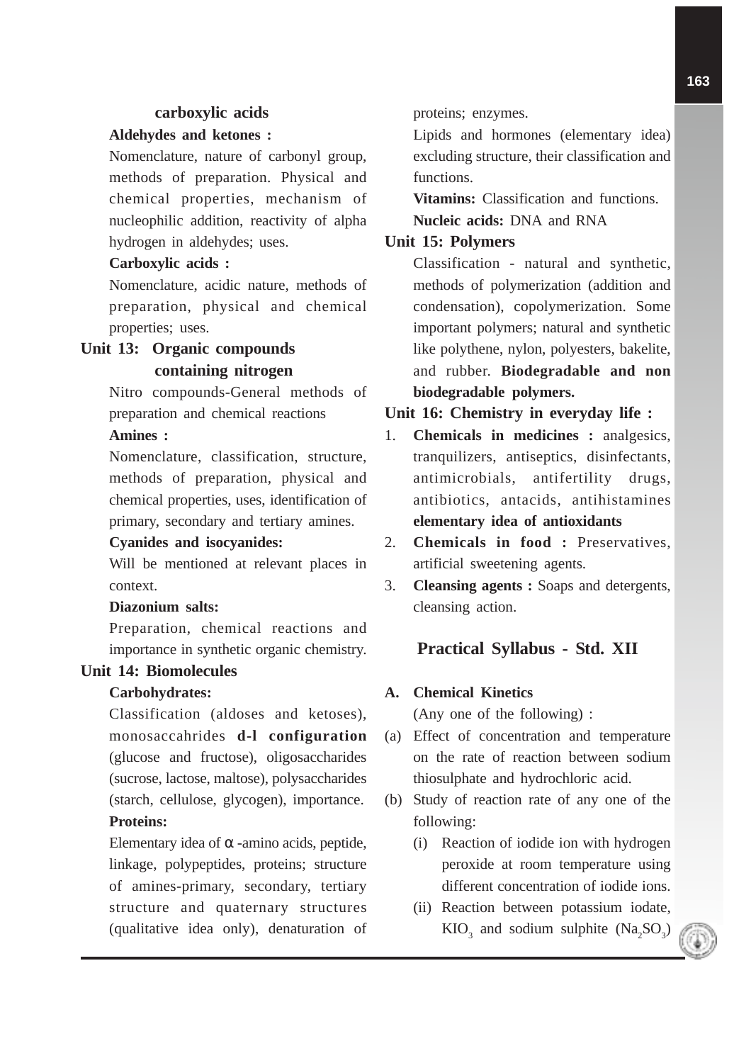**carboxylic acids**

**Aldehydes and ketones :**

Nomenclature, nature of carbonyl group, methods of preparation. Physical and chemical properties, mechanism of nucleophilic addition, reactivity of alpha hydrogen in aldehydes; uses.

**Carboxylic acids :**

Nomenclature, acidic nature, methods of preparation, physical and chemical properties; uses.

**Unit 13: Organic compounds containing nitrogen**

Nitro compounds-General methods of preparation and chemical reactions

**Amines :**

Nomenclature, classification, structure, methods of preparation, physical and chemical properties, uses, identification of primary, secondary and tertiary amines.

**Cyanides and isocyanides:**

Will be mentioned at relevant places in context.

**Diazonium salts:**

Preparation, chemical reactions and importance in synthetic organic chemistry.

**Unit 14: Biomolecules**

**Carbohydrates:**

Classification (aldoses and ketoses), monosaccahrides **d-l configuration** (glucose and fructose), oligosaccharides (sucrose, lactose, maltose), polysaccharides (starch, cellulose, glycogen), importance.

**Proteins:**

Elementary idea of $\alpha$ -amino acids, peptide, linkage, polypeptides, proteins; structure of amines-primary, secondary, tertiary structure and quaternary structures (qualitative idea only), denaturation of proteins; enzymes.

Lipids and hormones (elementary idea) excluding structure, their classification and functions.

**Vitamins:** Classification and functions.

**Nucleic acids:** DNA and RNA

**Unit 15: Polymers**

Classification - natural and synthetic, methods of polymerization (addition and condensation), copolymerization. Some important polymers; natural and synthetic like polythene, nylon, polyesters, bakelite, and rubber. **Biodegradable and non biodegradable polymers.**

**Unit 16: Chemistry in everyday life :**

1. **Chemicals in medicines :** analgesics, tranquilizers, antiseptics, disinfectants, antimicrobials, antifertility drugs, antibiotics, antacids, antihistamines **elementary idea of antioxidants**
2. **Chemicals in food :** Preservatives, artificial sweetening agents.
3. **Cleansing agents :** Soaps and detergents, cleansing action.

## Practical Syllabus - Std. XII

**A. Chemical Kinetics**

(Any one of the following) :

(a) Effect of concentration and temperature on the rate of reaction between sodium thiosulphate and hydrochloric acid.

(b) Study of reaction rate of any one of the following:

(i) Reaction of iodide ion with hydrogen peroxide at room temperature using different concentration of iodide ions.

(ii) Reaction between potassium iodate, $KIO_3$ and sodium sulphite ($Na_2SO_3$)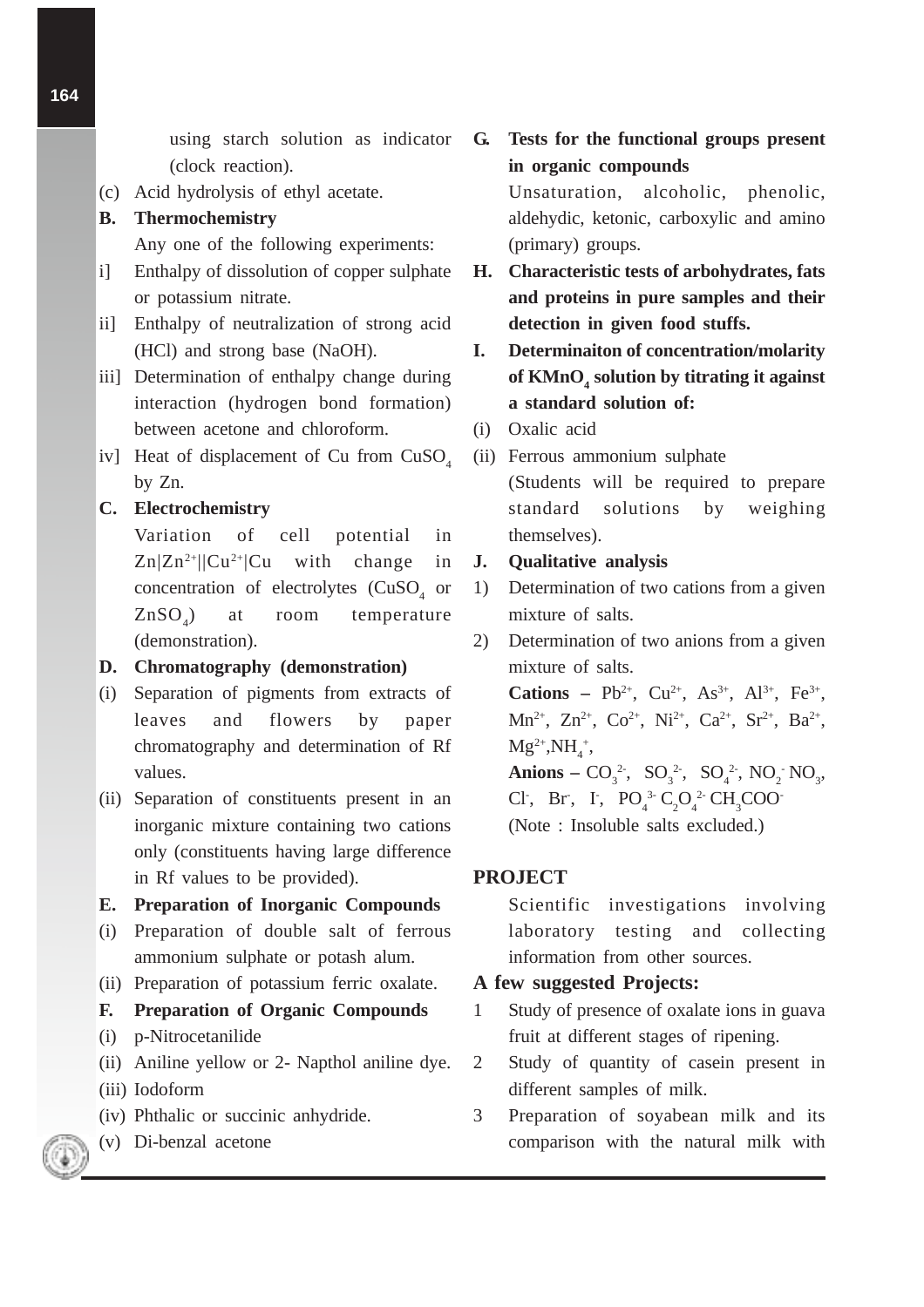using starch solution as indicator (clock reaction).

(c) Acid hydrolysis of ethyl acetate.

**B. Thermochemistry**

Any one of the following experiments:

i] Enthalpy of dissolution of copper sulphate or potassium nitrate.

ii] Enthalpy of neutralization of strong acid (HCl) and strong base (NaOH).

iii] Determination of enthalpy change during interaction (hydrogen bond formation) between acetone and chloroform.

iv] Heat of displacement of Cu from $CuSO_4$ by Zn.

**C. Electrochemistry**

Variation of cell potential in $Zn|Zn^{2+}||Cu^{2+}|Cu$ with change in concentration of electrolytes ($CuSO_4$ or $ZnSO_4$) at room temperature (demonstration).

**D. Chromatography (demonstration)**

(i) Separation of pigments from extracts of leaves and flowers by paper chromatography and determination of Rf values.

(ii) Separation of constituents present in an inorganic mixture containing two cations only (constituents having large difference in Rf values to be provided).

**E. Preparation of Inorganic Compounds**

(i) Preparation of double salt of ferrous ammonium sulphate or potash alum.

(ii) Preparation of potassium ferric oxalate.

**F. Preparation of Organic Compounds**

(i) p-Nitrocetanilide

(ii) Aniline yellow or 2- Napthol aniline dye.

(iii) Iodoform

(iv) Phthalic or succinic anhydride.

(v) Di-benzal acetone

**G. Tests for the functional groups present in organic compounds**

Unsaturation, alcoholic, phenolic, aldehydic, ketonic, carboxylic and amino (primary) groups.

**H. Characteristic tests of arbohydrates, fats and proteins in pure samples and their detection in given food stuffs.**

**I. Determinaiton of concentration/molarity of $KMnO_4$ solution by titrating it against a standard solution of:**

(i) Oxalic acid

(ii) Ferrous ammonium sulphate

(Students will be required to prepare standard solutions by weighing themselves).

**J. Qualitative analysis**

1) Determination of two cations from a given mixture of salts.

2) Determination of two anions from a given mixture of salts.

**Cations –** $Pb^{2+}$, $Cu^{2+}$, $As^{3+}$, $Al^{3+}$, $Fe^{3+}$, $Mn^{2+}$, $Zn^{2+}$, $Co^{2+}$, $Ni^{2+}$, $Ca^{2+}$, $Sr^{2+}$, $Ba^{2+}$, $Mg^{2+}$,$NH_4^{+}$,

**Anions –** $CO_3^{2-}$, $SO_3^{2-}$, $SO_4^{2-}$, $NO_2^{-}$ $NO_3$, $Cl^{-}$, $Br^{-}$, $I^{-}$, $PO_4^{3-}$ $C_2O_4^{2-}$ $CH_3COO^{-}$

(Note : Insoluble salts excluded.)

## PROJECT

Scientific investigations involving laboratory testing and collecting information from other sources.

**A few suggested Projects:**

1 Study of presence of oxalate ions in guava fruit at different stages of ripening.

2 Study of quantity of casein present in different samples of milk.

3 Preparation of soyabean milk and its comparison with the natural milk with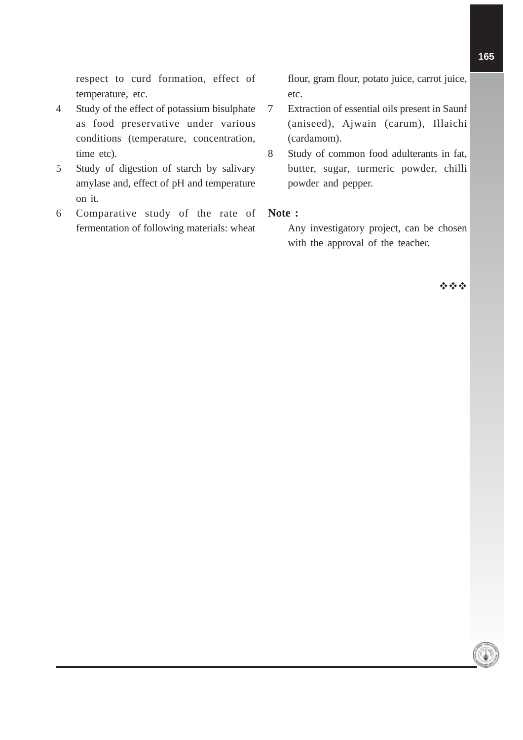respect to curd formation, effect of temperature, etc.

4 Study of the effect of potassium bisulphate as food preservative under various conditions (temperature, concentration, time etc).

5 Study of digestion of starch by salivary amylase and, effect of pH and temperature on it.

6 Comparative study of the rate of fermentation of following materials: wheat flour, gram flour, potato juice, carrot juice, etc.

7 Extraction of essential oils present in Saunf (aniseed), Ajwain (carum), Illaichi (cardamom).

8 Study of common food adulterants in fat, butter, sugar, turmeric powder, chilli powder and pepper.

**Note :**

Any investigatory project, can be chosen with the approval of the teacher.

❖❖❖